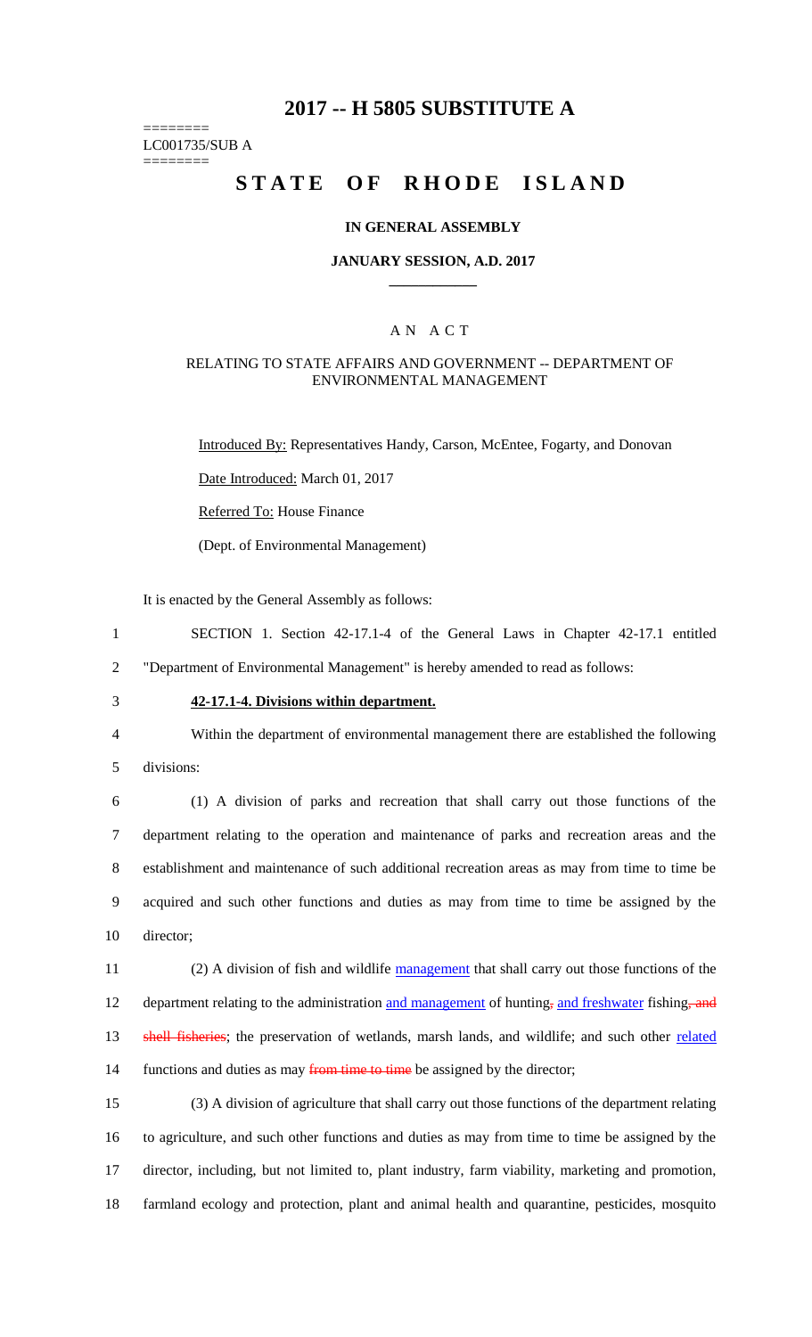# 2017 -- H 5805 SUBSTITUTE A

========
LC001735/SUB A
========

# STATE OF RHODE ISLAND

## IN GENERAL ASSEMBLY

### JANUARY SESSION, A.D. 2017

## AN ACT

RELATING TO STATE AFFAIRS AND GOVERNMENT -- DEPARTMENT OF ENVIRONMENTAL MANAGEMENT

Introduced By: Representatives Handy, Carson, McEntee, Fogarty, and Donovan

Date Introduced: March 01, 2017

Referred To: House Finance

(Dept. of Environmental Management)

It is enacted by the General Assembly as follows:

1 SECTION 1. Section 42-17.1-4 of the General Laws in Chapter 42-17.1 entitled
2 "Department of Environmental Management" is hereby amended to read as follows:

3 **42-17.1-4. Divisions within department.**

4 Within the department of environmental management there are established the following
5 divisions:

6 (1) A division of parks and recreation that shall carry out those functions of the
7 department relating to the operation and maintenance of parks and recreation areas and the
8 establishment and maintenance of such additional recreation areas as may from time to time be
9 acquired and such other functions and duties as may from time to time be assigned by the
10 director;

11 (2) A division of fish and wildlife management that shall carry out those functions of the
12 department relating to the administration and management of hunting, and freshwater fishing, and
13 shell fisheries; the preservation of wetlands, marsh lands, and wildlife; and such other related
14 functions and duties as may from time to time be assigned by the director;

15 (3) A division of agriculture that shall carry out those functions of the department relating
16 to agriculture, and such other functions and duties as may from time to time be assigned by the
17 director, including, but not limited to, plant industry, farm viability, marketing and promotion,
18 farmland ecology and protection, plant and animal health and quarantine, pesticides, mosquito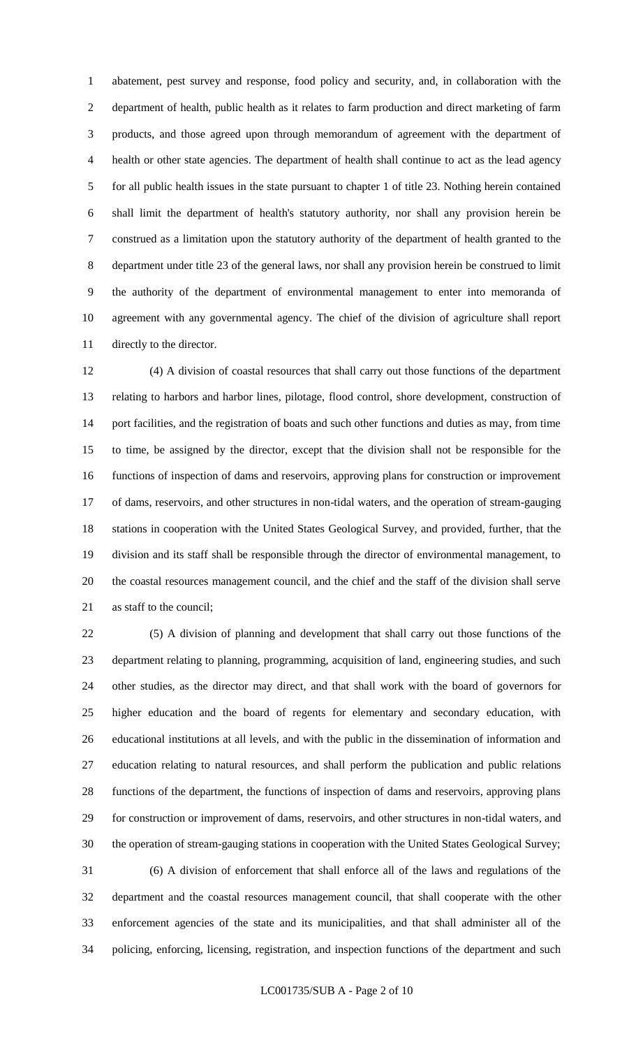abatement, pest survey and response, food policy and security, and, in collaboration with the department of health, public health as it relates to farm production and direct marketing of farm products, and those agreed upon through memorandum of agreement with the department of health or other state agencies. The department of health shall continue to act as the lead agency for all public health issues in the state pursuant to chapter 1 of title 23. Nothing herein contained shall limit the department of health's statutory authority, nor shall any provision herein be construed as a limitation upon the statutory authority of the department of health granted to the department under title 23 of the general laws, nor shall any provision herein be construed to limit the authority of the department of environmental management to enter into memoranda of agreement with any governmental agency. The chief of the division of agriculture shall report directly to the director.

(4) A division of coastal resources that shall carry out those functions of the department relating to harbors and harbor lines, pilotage, flood control, shore development, construction of port facilities, and the registration of boats and such other functions and duties as may, from time to time, be assigned by the director, except that the division shall not be responsible for the functions of inspection of dams and reservoirs, approving plans for construction or improvement of dams, reservoirs, and other structures in non-tidal waters, and the operation of stream-gauging stations in cooperation with the United States Geological Survey, and provided, further, that the division and its staff shall be responsible through the director of environmental management, to the coastal resources management council, and the chief and the staff of the division shall serve as staff to the council;

(5) A division of planning and development that shall carry out those functions of the department relating to planning, programming, acquisition of land, engineering studies, and such other studies, as the director may direct, and that shall work with the board of governors for higher education and the board of regents for elementary and secondary education, with educational institutions at all levels, and with the public in the dissemination of information and education relating to natural resources, and shall perform the publication and public relations functions of the department, the functions of inspection of dams and reservoirs, approving plans for construction or improvement of dams, reservoirs, and other structures in non-tidal waters, and the operation of stream-gauging stations in cooperation with the United States Geological Survey;

(6) A division of enforcement that shall enforce all of the laws and regulations of the department and the coastal resources management council, that shall cooperate with the other enforcement agencies of the state and its municipalities, and that shall administer all of the policing, enforcing, licensing, registration, and inspection functions of the department and such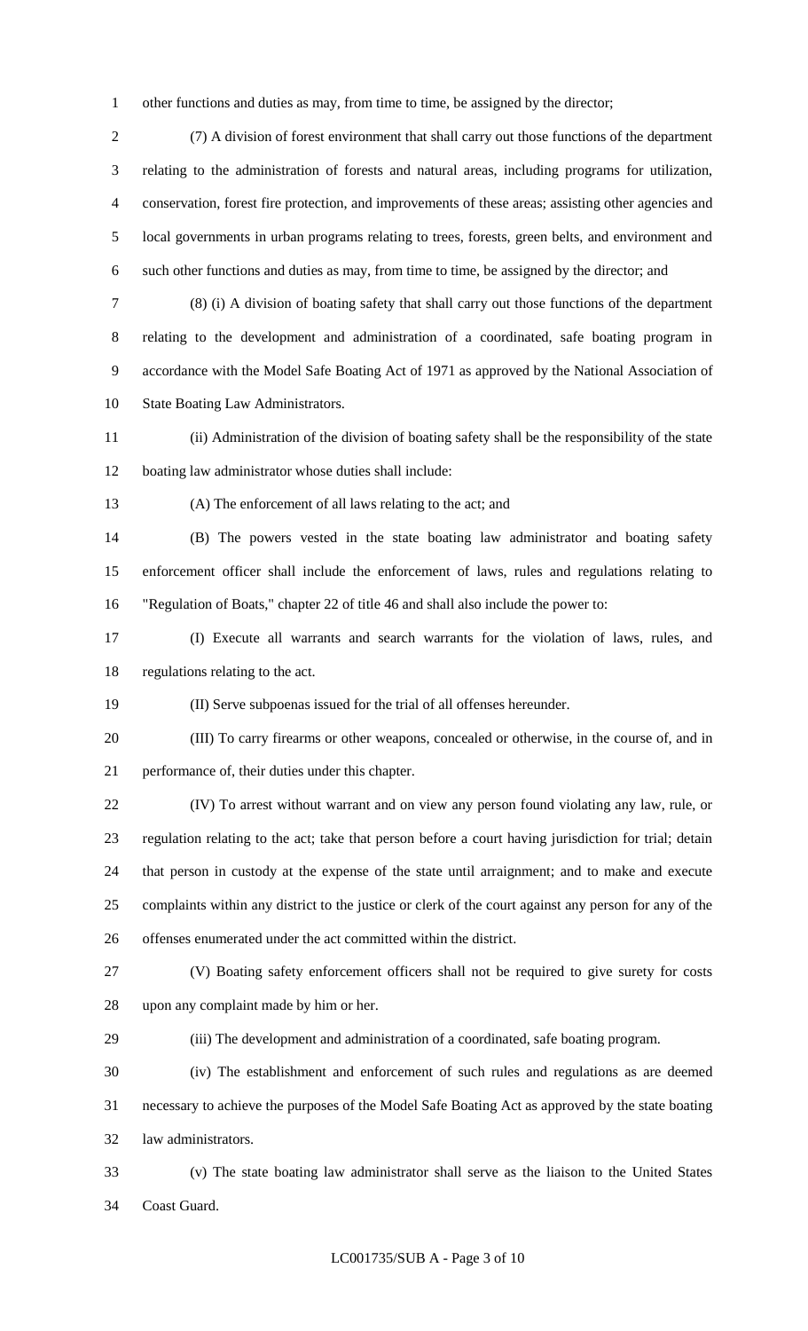other functions and duties as may, from time to time, be assigned by the director;

(7) A division of forest environment that shall carry out those functions of the department relating to the administration of forests and natural areas, including programs for utilization, conservation, forest fire protection, and improvements of these areas; assisting other agencies and local governments in urban programs relating to trees, forests, green belts, and environment and such other functions and duties as may, from time to time, be assigned by the director; and

(8) (i) A division of boating safety that shall carry out those functions of the department relating to the development and administration of a coordinated, safe boating program in accordance with the Model Safe Boating Act of 1971 as approved by the National Association of State Boating Law Administrators.

(ii) Administration of the division of boating safety shall be the responsibility of the state boating law administrator whose duties shall include:

(A) The enforcement of all laws relating to the act; and

(B) The powers vested in the state boating law administrator and boating safety enforcement officer shall include the enforcement of laws, rules and regulations relating to "Regulation of Boats," chapter 22 of title 46 and shall also include the power to:

(I) Execute all warrants and search warrants for the violation of laws, rules, and regulations relating to the act.

(II) Serve subpoenas issued for the trial of all offenses hereunder.

(III) To carry firearms or other weapons, concealed or otherwise, in the course of, and in performance of, their duties under this chapter.

(IV) To arrest without warrant and on view any person found violating any law, rule, or regulation relating to the act; take that person before a court having jurisdiction for trial; detain that person in custody at the expense of the state until arraignment; and to make and execute complaints within any district to the justice or clerk of the court against any person for any of the offenses enumerated under the act committed within the district.

(V) Boating safety enforcement officers shall not be required to give surety for costs upon any complaint made by him or her.

(iii) The development and administration of a coordinated, safe boating program.

(iv) The establishment and enforcement of such rules and regulations as are deemed necessary to achieve the purposes of the Model Safe Boating Act as approved by the state boating law administrators.

(v) The state boating law administrator shall serve as the liaison to the United States Coast Guard.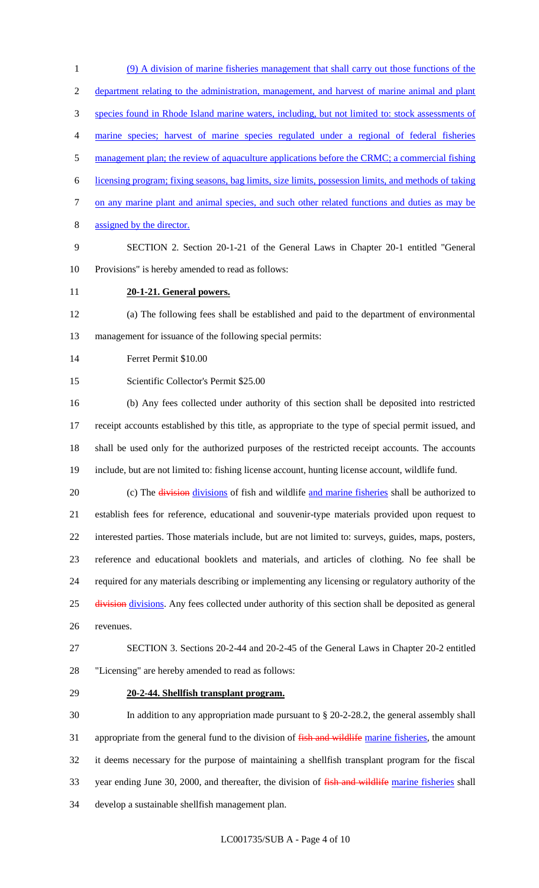(9) A division of marine fisheries management that shall carry out those functions of the department relating to the administration, management, and harvest of marine animal and plant species found in Rhode Island marine waters, including, but not limited to: stock assessments of marine species; harvest of marine species regulated under a regional of federal fisheries management plan; the review of aquaculture applications before the CRMC; a commercial fishing licensing program; fixing seasons, bag limits, size limits, possession limits, and methods of taking on any marine plant and animal species, and such other related functions and duties as may be assigned by the director.

SECTION 2. Section 20-1-21 of the General Laws in Chapter 20-1 entitled "General Provisions" is hereby amended to read as follows:

**20-1-21. General powers.**

(a) The following fees shall be established and paid to the department of environmental management for issuance of the following special permits:

Ferret Permit $10.00

Scientific Collector's Permit $25.00

(b) Any fees collected under authority of this section shall be deposited into restricted receipt accounts established by this title, as appropriate to the type of special permit issued, and shall be used only for the authorized purposes of the restricted receipt accounts. The accounts include, but are not limited to: fishing license account, hunting license account, wildlife fund.

(c) The ~~division~~ divisions of fish and wildlife and marine fisheries shall be authorized to establish fees for reference, educational and souvenir-type materials provided upon request to interested parties. Those materials include, but are not limited to: surveys, guides, maps, posters, reference and educational booklets and materials, and articles of clothing. No fee shall be required for any materials describing or implementing any licensing or regulatory authority of the ~~division~~ divisions. Any fees collected under authority of this section shall be deposited as general revenues.

SECTION 3. Sections 20-2-44 and 20-2-45 of the General Laws in Chapter 20-2 entitled "Licensing" are hereby amended to read as follows:

**20-2-44. Shellfish transplant program.**

In addition to any appropriation made pursuant to § 20-2-28.2, the general assembly shall appropriate from the general fund to the division of ~~fish and wildlife~~ marine fisheries, the amount it deems necessary for the purpose of maintaining a shellfish transplant program for the fiscal year ending June 30, 2000, and thereafter, the division of ~~fish and wildlife~~ marine fisheries shall develop a sustainable shellfish management plan.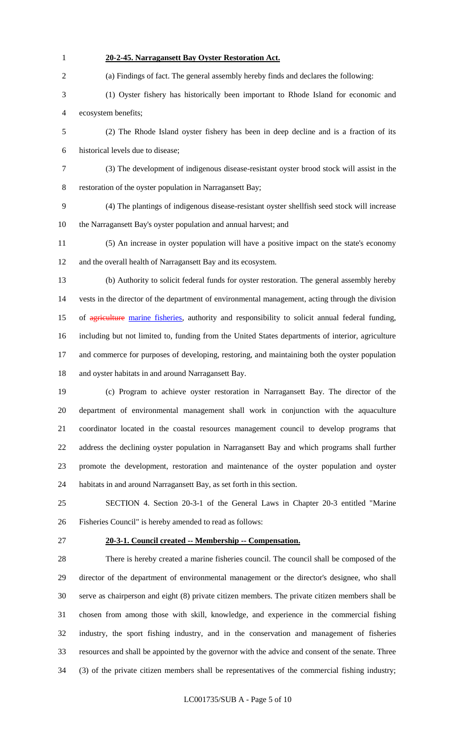**20-2-45. Narragansett Bay Oyster Restoration Act.**

(a) Findings of fact. The general assembly hereby finds and declares the following:

(1) Oyster fishery has historically been important to Rhode Island for economic and ecosystem benefits;

(2) The Rhode Island oyster fishery has been in deep decline and is a fraction of its historical levels due to disease;

(3) The development of indigenous disease-resistant oyster brood stock will assist in the restoration of the oyster population in Narragansett Bay;

(4) The plantings of indigenous disease-resistant oyster shellfish seed stock will increase the Narragansett Bay's oyster population and annual harvest; and

(5) An increase in oyster population will have a positive impact on the state's economy and the overall health of Narragansett Bay and its ecosystem.

(b) Authority to solicit federal funds for oyster restoration. The general assembly hereby vests in the director of the department of environmental management, acting through the division of ~~agriculture~~ marine fisheries, authority and responsibility to solicit annual federal funding, including but not limited to, funding from the United States departments of interior, agriculture and commerce for purposes of developing, restoring, and maintaining both the oyster population and oyster habitats in and around Narragansett Bay.

(c) Program to achieve oyster restoration in Narragansett Bay. The director of the department of environmental management shall work in conjunction with the aquaculture coordinator located in the coastal resources management council to develop programs that address the declining oyster population in Narragansett Bay and which programs shall further promote the development, restoration and maintenance of the oyster population and oyster habitats in and around Narragansett Bay, as set forth in this section.

SECTION 4. Section 20-3-1 of the General Laws in Chapter 20-3 entitled "Marine Fisheries Council" is hereby amended to read as follows:

**20-3-1. Council created -- Membership -- Compensation.**

There is hereby created a marine fisheries council. The council shall be composed of the director of the department of environmental management or the director's designee, who shall serve as chairperson and eight (8) private citizen members. The private citizen members shall be chosen from among those with skill, knowledge, and experience in the commercial fishing industry, the sport fishing industry, and in the conservation and management of fisheries resources and shall be appointed by the governor with the advice and consent of the senate. Three (3) of the private citizen members shall be representatives of the commercial fishing industry;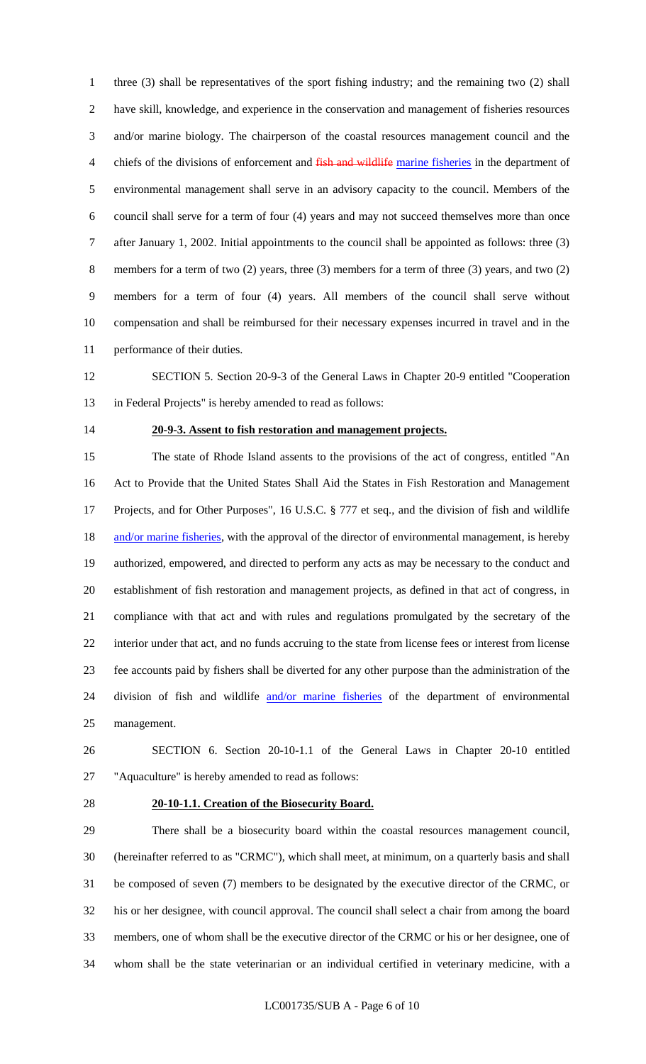three (3) shall be representatives of the sport fishing industry; and the remaining two (2) shall have skill, knowledge, and experience in the conservation and management of fisheries resources and/or marine biology. The chairperson of the coastal resources management council and the chiefs of the divisions of enforcement and ~~fish and wildlife~~ marine fisheries in the department of environmental management shall serve in an advisory capacity to the council. Members of the council shall serve for a term of four (4) years and may not succeed themselves more than once after January 1, 2002. Initial appointments to the council shall be appointed as follows: three (3) members for a term of two (2) years, three (3) members for a term of three (3) years, and two (2) members for a term of four (4) years. All members of the council shall serve without compensation and shall be reimbursed for their necessary expenses incurred in travel and in the performance of their duties.

SECTION 5. Section 20-9-3 of the General Laws in Chapter 20-9 entitled "Cooperation in Federal Projects" is hereby amended to read as follows:

**20-9-3. Assent to fish restoration and management projects.**

The state of Rhode Island assents to the provisions of the act of congress, entitled "An Act to Provide that the United States Shall Aid the States in Fish Restoration and Management Projects, and for Other Purposes", 16 U.S.C. § 777 et seq., and the division of fish and wildlife and/or marine fisheries, with the approval of the director of environmental management, is hereby authorized, empowered, and directed to perform any acts as may be necessary to the conduct and establishment of fish restoration and management projects, as defined in that act of congress, in compliance with that act and with rules and regulations promulgated by the secretary of the interior under that act, and no funds accruing to the state from license fees or interest from license fee accounts paid by fishers shall be diverted for any other purpose than the administration of the division of fish and wildlife and/or marine fisheries of the department of environmental management.

SECTION 6. Section 20-10-1.1 of the General Laws in Chapter 20-10 entitled "Aquaculture" is hereby amended to read as follows:

**20-10-1.1. Creation of the Biosecurity Board.**

There shall be a biosecurity board within the coastal resources management council, (hereinafter referred to as "CRMC"), which shall meet, at minimum, on a quarterly basis and shall be composed of seven (7) members to be designated by the executive director of the CRMC, or his or her designee, with council approval. The council shall select a chair from among the board members, one of whom shall be the executive director of the CRMC or his or her designee, one of whom shall be the state veterinarian or an individual certified in veterinary medicine, with a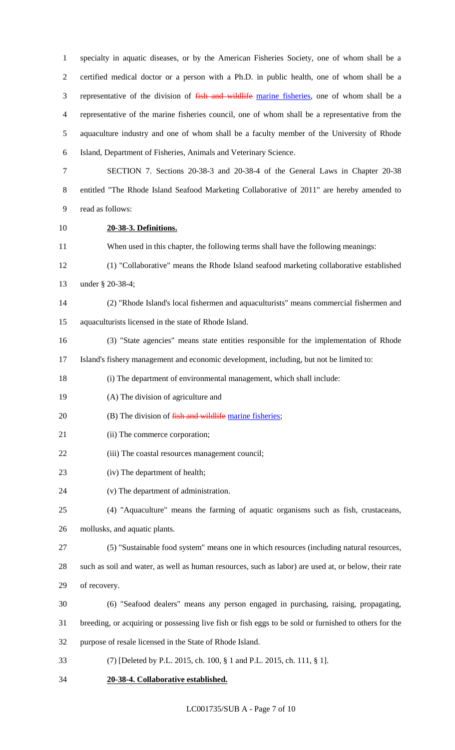specialty in aquatic diseases, or by the American Fisheries Society, one of whom shall be a certified medical doctor or a person with a Ph.D. in public health, one of whom shall be a representative of the division of ~~fish and wildlife~~ marine fisheries, one of whom shall be a representative of the marine fisheries council, one of whom shall be a representative from the aquaculture industry and one of whom shall be a faculty member of the University of Rhode Island, Department of Fisheries, Animals and Veterinary Science.

SECTION 7. Sections 20-38-3 and 20-38-4 of the General Laws in Chapter 20-38 entitled "The Rhode Island Seafood Marketing Collaborative of 2011" are hereby amended to read as follows:

**20-38-3. Definitions.**

When used in this chapter, the following terms shall have the following meanings:

(1) "Collaborative" means the Rhode Island seafood marketing collaborative established under § 20-38-4;

(2) "Rhode Island's local fishermen and aquaculturists" means commercial fishermen and aquaculturists licensed in the state of Rhode Island.

(3) "State agencies" means state entities responsible for the implementation of Rhode Island's fishery management and economic development, including, but not be limited to:

(i) The department of environmental management, which shall include:

(A) The division of agriculture and

(B) The division of ~~fish and wildlife~~ marine fisheries;

(ii) The commerce corporation;

(iii) The coastal resources management council;

(iv) The department of health;

(v) The department of administration.

(4) "Aquaculture" means the farming of aquatic organisms such as fish, crustaceans, mollusks, and aquatic plants.

(5) "Sustainable food system" means one in which resources (including natural resources, such as soil and water, as well as human resources, such as labor) are used at, or below, their rate of recovery.

(6) "Seafood dealers" means any person engaged in purchasing, raising, propagating, breeding, or acquiring or possessing live fish or fish eggs to be sold or furnished to others for the purpose of resale licensed in the State of Rhode Island.

(7) [Deleted by P.L. 2015, ch. 100, § 1 and P.L. 2015, ch. 111, § 1].

**20-38-4. Collaborative established.**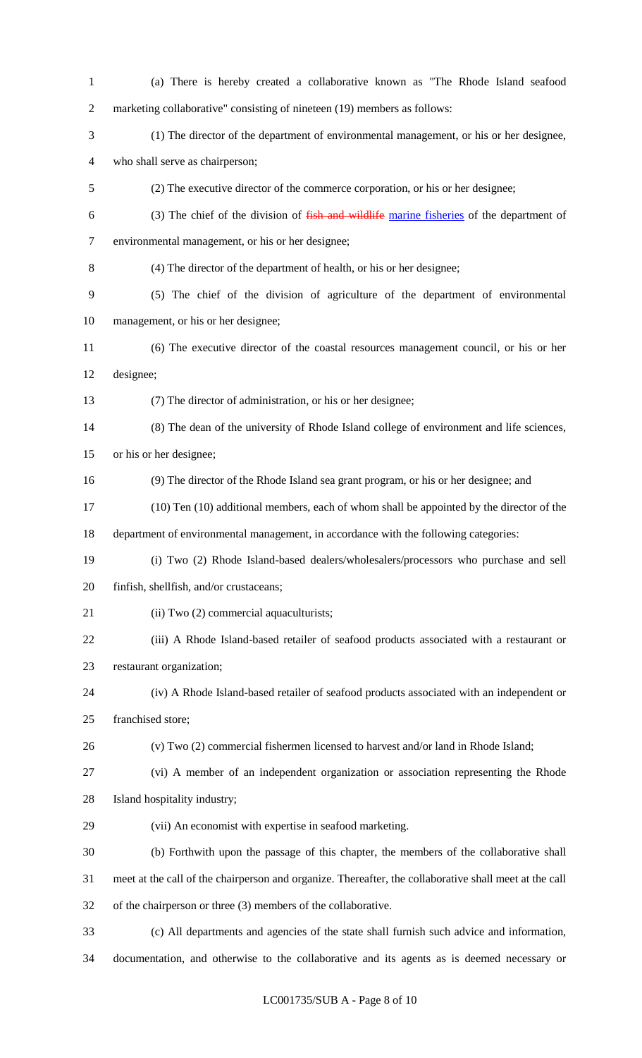(a) There is hereby created a collaborative known as "The Rhode Island seafood marketing collaborative" consisting of nineteen (19) members as follows:

(1) The director of the department of environmental management, or his or her designee, who shall serve as chairperson;

(2) The executive director of the commerce corporation, or his or her designee;

(3) The chief of the division of ~~fish and wildlife~~ marine fisheries of the department of environmental management, or his or her designee;

(4) The director of the department of health, or his or her designee;

(5) The chief of the division of agriculture of the department of environmental management, or his or her designee;

(6) The executive director of the coastal resources management council, or his or her designee;

(7) The director of administration, or his or her designee;

(8) The dean of the university of Rhode Island college of environment and life sciences, or his or her designee;

(9) The director of the Rhode Island sea grant program, or his or her designee; and

(10) Ten (10) additional members, each of whom shall be appointed by the director of the department of environmental management, in accordance with the following categories:

(i) Two (2) Rhode Island-based dealers/wholesalers/processors who purchase and sell finfish, shellfish, and/or crustaceans;

(ii) Two (2) commercial aquaculturists;

(iii) A Rhode Island-based retailer of seafood products associated with a restaurant or restaurant organization;

(iv) A Rhode Island-based retailer of seafood products associated with an independent or franchised store;

(v) Two (2) commercial fishermen licensed to harvest and/or land in Rhode Island;

(vi) A member of an independent organization or association representing the Rhode Island hospitality industry;

(vii) An economist with expertise in seafood marketing.

(b) Forthwith upon the passage of this chapter, the members of the collaborative shall meet at the call of the chairperson and organize. Thereafter, the collaborative shall meet at the call of the chairperson or three (3) members of the collaborative.

(c) All departments and agencies of the state shall furnish such advice and information, documentation, and otherwise to the collaborative and its agents as is deemed necessary or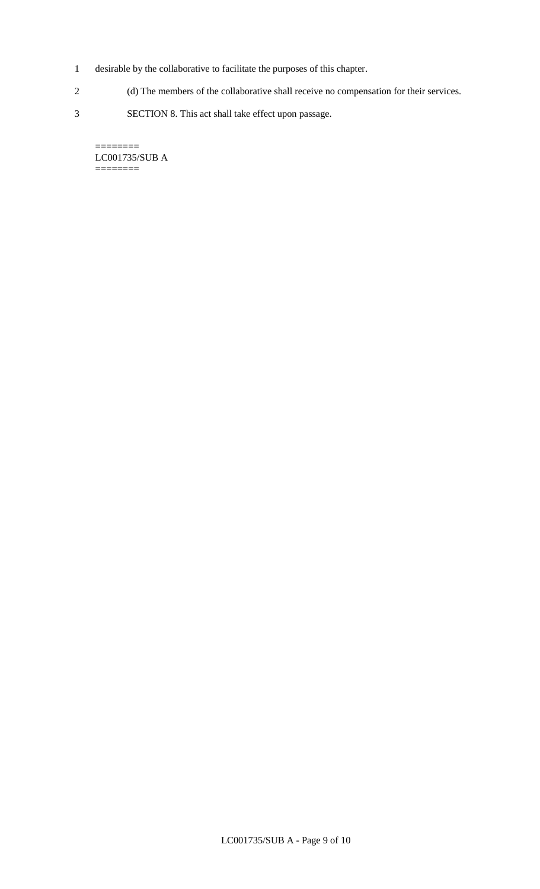desirable by the collaborative to facilitate the purposes of this chapter.

(d) The members of the collaborative shall receive no compensation for their services.

SECTION 8. This act shall take effect upon passage.

========
LC001735/SUB A
========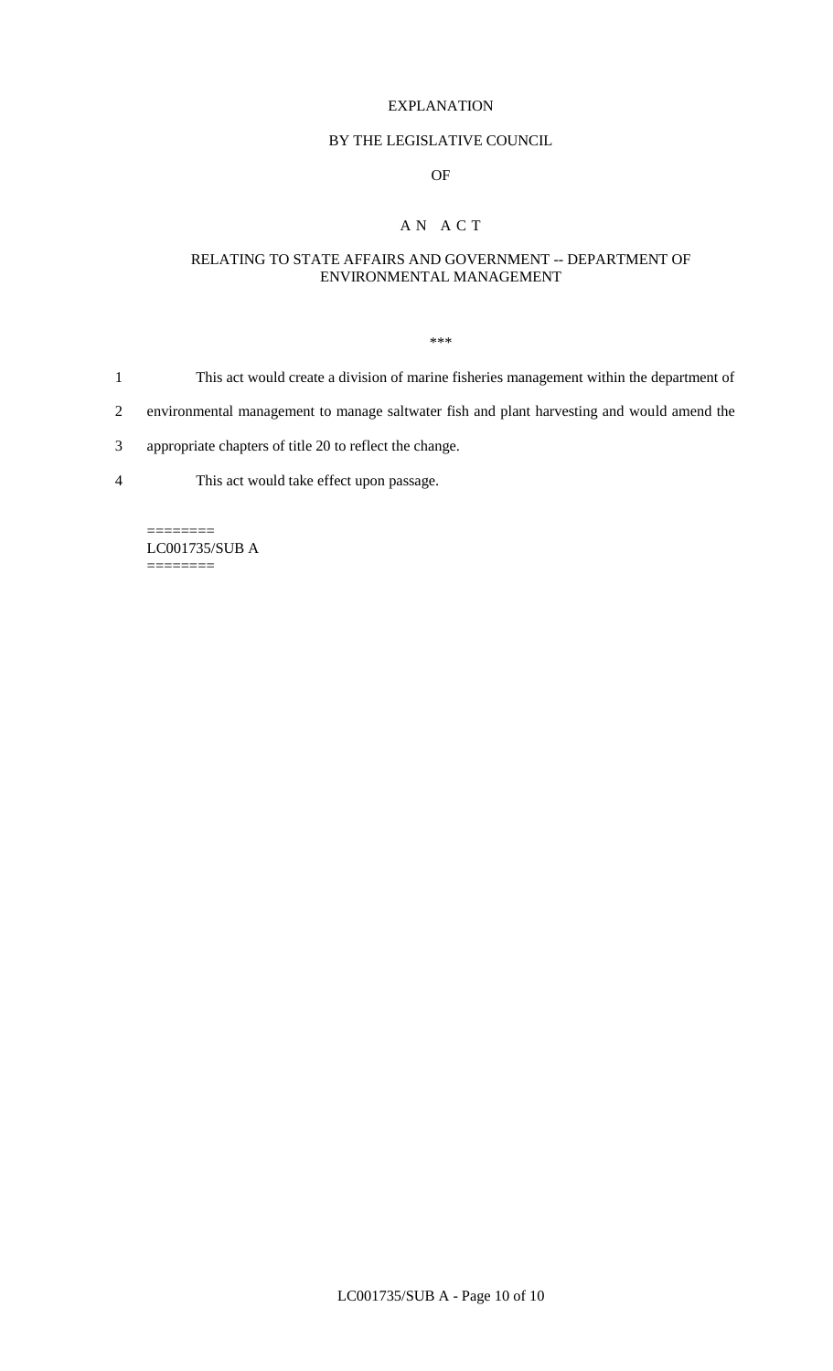EXPLANATION

BY THE LEGISLATIVE COUNCIL

OF

A N A C T

RELATING TO STATE AFFAIRS AND GOVERNMENT -- DEPARTMENT OF ENVIRONMENTAL MANAGEMENT

***

This act would create a division of marine fisheries management within the department of environmental management to manage saltwater fish and plant harvesting and would amend the appropriate chapters of title 20 to reflect the change.

This act would take effect upon passage.

========
LC001735/SUB A
========